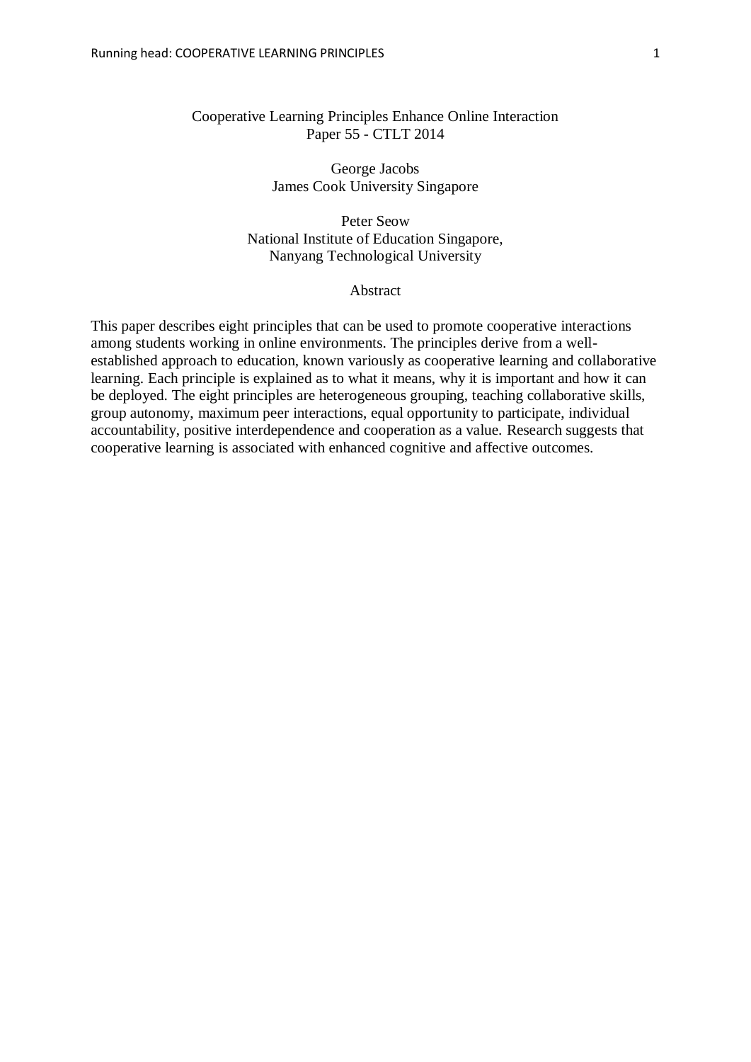# Cooperative Learning Principles Enhance Online Interaction

Paper 55 - CTLT 2014

George Jacobs
James Cook University Singapore

Peter Seow
National Institute of Education Singapore,
Nanyang Technological University

## Abstract

This paper describes eight principles that can be used to promote cooperative interactions among students working in online environments. The principles derive from a well-established approach to education, known variously as cooperative learning and collaborative learning. Each principle is explained as to what it means, why it is important and how it can be deployed. The eight principles are heterogeneous grouping, teaching collaborative skills, group autonomy, maximum peer interactions, equal opportunity to participate, individual accountability, positive interdependence and cooperation as a value. Research suggests that cooperative learning is associated with enhanced cognitive and affective outcomes.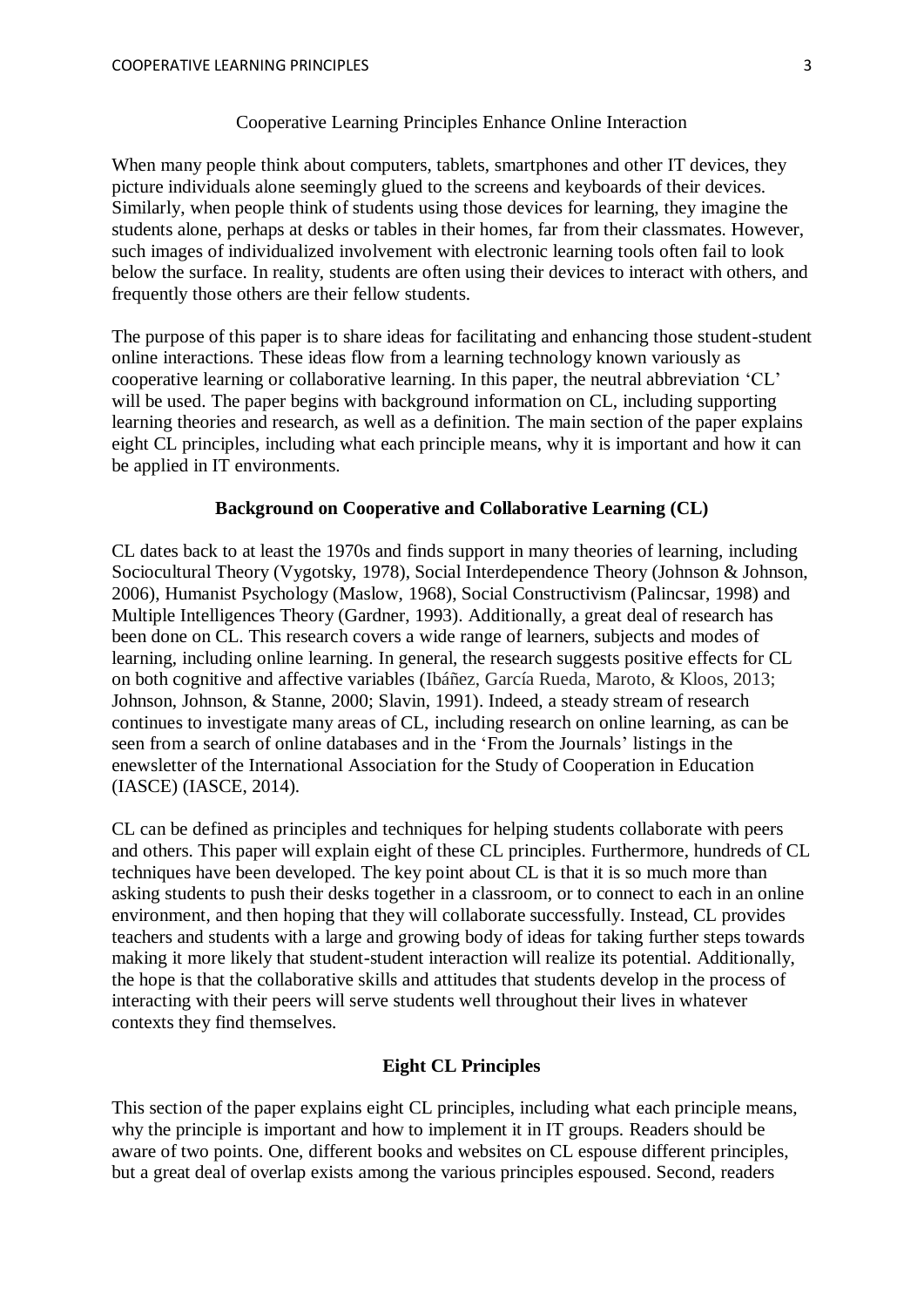Cooperative Learning Principles Enhance Online Interaction

When many people think about computers, tablets, smartphones and other IT devices, they picture individuals alone seemingly glued to the screens and keyboards of their devices. Similarly, when people think of students using those devices for learning, they imagine the students alone, perhaps at desks or tables in their homes, far from their classmates. However, such images of individualized involvement with electronic learning tools often fail to look below the surface. In reality, students are often using their devices to interact with others, and frequently those others are their fellow students.

The purpose of this paper is to share ideas for facilitating and enhancing those student-student online interactions. These ideas flow from a learning technology known variously as cooperative learning or collaborative learning. In this paper, the neutral abbreviation 'CL' will be used. The paper begins with background information on CL, including supporting learning theories and research, as well as a definition. The main section of the paper explains eight CL principles, including what each principle means, why it is important and how it can be applied in IT environments.

## Background on Cooperative and Collaborative Learning (CL)

CL dates back to at least the 1970s and finds support in many theories of learning, including Sociocultural Theory (Vygotsky, 1978), Social Interdependence Theory (Johnson & Johnson, 2006), Humanist Psychology (Maslow, 1968), Social Constructivism (Palincsar, 1998) and Multiple Intelligences Theory (Gardner, 1993). Additionally, a great deal of research has been done on CL. This research covers a wide range of learners, subjects and modes of learning, including online learning. In general, the research suggests positive effects for CL on both cognitive and affective variables (Ibáñez, García Rueda, Maroto, & Kloos, 2013; Johnson, Johnson, & Stanne, 2000; Slavin, 1991). Indeed, a steady stream of research continues to investigate many areas of CL, including research on online learning, as can be seen from a search of online databases and in the 'From the Journals' listings in the enewsletter of the International Association for the Study of Cooperation in Education (IASCE) (IASCE, 2014).

CL can be defined as principles and techniques for helping students collaborate with peers and others. This paper will explain eight of these CL principles. Furthermore, hundreds of CL techniques have been developed. The key point about CL is that it is so much more than asking students to push their desks together in a classroom, or to connect to each in an online environment, and then hoping that they will collaborate successfully. Instead, CL provides teachers and students with a large and growing body of ideas for taking further steps towards making it more likely that student-student interaction will realize its potential. Additionally, the hope is that the collaborative skills and attitudes that students develop in the process of interacting with their peers will serve students well throughout their lives in whatever contexts they find themselves.

## Eight CL Principles

This section of the paper explains eight CL principles, including what each principle means, why the principle is important and how to implement it in IT groups. Readers should be aware of two points. One, different books and websites on CL espouse different principles, but a great deal of overlap exists among the various principles espoused. Second, readers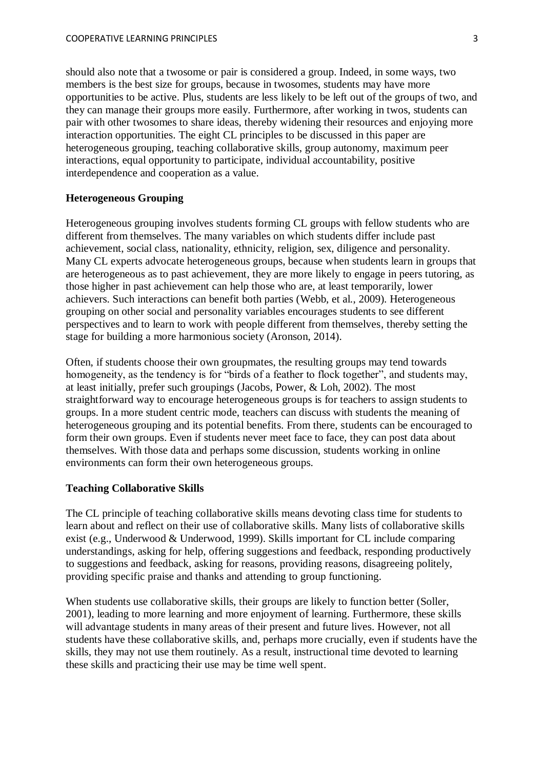should also note that a twosome or pair is considered a group. Indeed, in some ways, two members is the best size for groups, because in twosomes, students may have more opportunities to be active. Plus, students are less likely to be left out of the groups of two, and they can manage their groups more easily. Furthermore, after working in twos, students can pair with other twosomes to share ideas, thereby widening their resources and enjoying more interaction opportunities. The eight CL principles to be discussed in this paper are heterogeneous grouping, teaching collaborative skills, group autonomy, maximum peer interactions, equal opportunity to participate, individual accountability, positive interdependence and cooperation as a value.

## Heterogeneous Grouping

Heterogeneous grouping involves students forming CL groups with fellow students who are different from themselves. The many variables on which students differ include past achievement, social class, nationality, ethnicity, religion, sex, diligence and personality. Many CL experts advocate heterogeneous groups, because when students learn in groups that are heterogeneous as to past achievement, they are more likely to engage in peers tutoring, as those higher in past achievement can help those who are, at least temporarily, lower achievers. Such interactions can benefit both parties (Webb, et al., 2009). Heterogeneous grouping on other social and personality variables encourages students to see different perspectives and to learn to work with people different from themselves, thereby setting the stage for building a more harmonious society (Aronson, 2014).

Often, if students choose their own groupmates, the resulting groups may tend towards homogeneity, as the tendency is for "birds of a feather to flock together", and students may, at least initially, prefer such groupings (Jacobs, Power, & Loh, 2002). The most straightforward way to encourage heterogeneous groups is for teachers to assign students to groups. In a more student centric mode, teachers can discuss with students the meaning of heterogeneous grouping and its potential benefits. From there, students can be encouraged to form their own groups. Even if students never meet face to face, they can post data about themselves. With those data and perhaps some discussion, students working in online environments can form their own heterogeneous groups.

## Teaching Collaborative Skills

The CL principle of teaching collaborative skills means devoting class time for students to learn about and reflect on their use of collaborative skills. Many lists of collaborative skills exist (e.g., Underwood & Underwood, 1999). Skills important for CL include comparing understandings, asking for help, offering suggestions and feedback, responding productively to suggestions and feedback, asking for reasons, providing reasons, disagreeing politely, providing specific praise and thanks and attending to group functioning.

When students use collaborative skills, their groups are likely to function better (Soller, 2001), leading to more learning and more enjoyment of learning. Furthermore, these skills will advantage students in many areas of their present and future lives. However, not all students have these collaborative skills, and, perhaps more crucially, even if students have the skills, they may not use them routinely. As a result, instructional time devoted to learning these skills and practicing their use may be time well spent.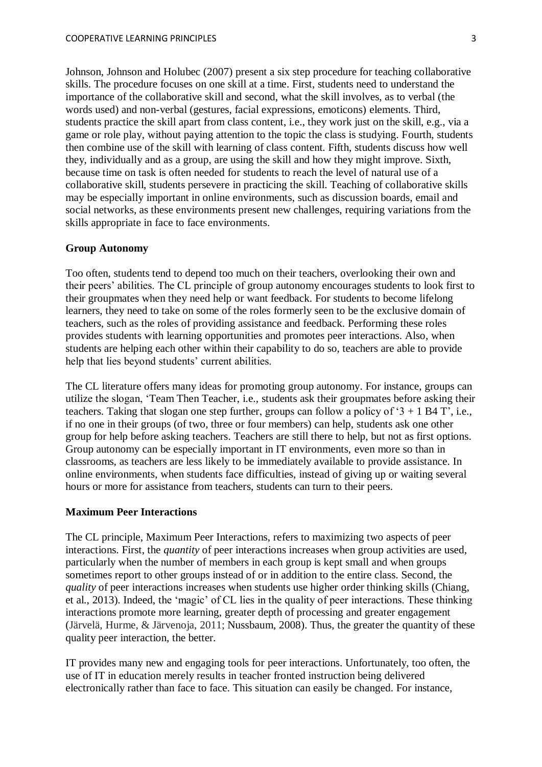Johnson, Johnson and Holubec (2007) present a six step procedure for teaching collaborative skills. The procedure focuses on one skill at a time. First, students need to understand the importance of the collaborative skill and second, what the skill involves, as to verbal (the words used) and non-verbal (gestures, facial expressions, emoticons) elements. Third, students practice the skill apart from class content, i.e., they work just on the skill, e.g., via a game or role play, without paying attention to the topic the class is studying. Fourth, students then combine use of the skill with learning of class content. Fifth, students discuss how well they, individually and as a group, are using the skill and how they might improve. Sixth, because time on task is often needed for students to reach the level of natural use of a collaborative skill, students persevere in practicing the skill. Teaching of collaborative skills may be especially important in online environments, such as discussion boards, email and social networks, as these environments present new challenges, requiring variations from the skills appropriate in face to face environments.

**Group Autonomy**

Too often, students tend to depend too much on their teachers, overlooking their own and their peers' abilities. The CL principle of group autonomy encourages students to look first to their groupmates when they need help or want feedback. For students to become lifelong learners, they need to take on some of the roles formerly seen to be the exclusive domain of teachers, such as the roles of providing assistance and feedback. Performing these roles provides students with learning opportunities and promotes peer interactions. Also, when students are helping each other within their capability to do so, teachers are able to provide help that lies beyond students' current abilities.

The CL literature offers many ideas for promoting group autonomy. For instance, groups can utilize the slogan, 'Team Then Teacher, i.e., students ask their groupmates before asking their teachers. Taking that slogan one step further, groups can follow a policy of '3 + 1 B4 T', i.e., if no one in their groups (of two, three or four members) can help, students ask one other group for help before asking teachers. Teachers are still there to help, but not as first options. Group autonomy can be especially important in IT environments, even more so than in classrooms, as teachers are less likely to be immediately available to provide assistance. In online environments, when students face difficulties, instead of giving up or waiting several hours or more for assistance from teachers, students can turn to their peers.

**Maximum Peer Interactions**

The CL principle, Maximum Peer Interactions, refers to maximizing two aspects of peer interactions. First, the *quantity* of peer interactions increases when group activities are used, particularly when the number of members in each group is kept small and when groups sometimes report to other groups instead of or in addition to the entire class. Second, the *quality* of peer interactions increases when students use higher order thinking skills (Chiang, et al., 2013). Indeed, the 'magic' of CL lies in the quality of peer interactions. These thinking interactions promote more learning, greater depth of processing and greater engagement (Järvelä, Hurme, & Järvenoja, 2011; Nussbaum, 2008). Thus, the greater the quantity of these quality peer interaction, the better.

IT provides many new and engaging tools for peer interactions. Unfortunately, too often, the use of IT in education merely results in teacher fronted instruction being delivered electronically rather than face to face. This situation can easily be changed. For instance,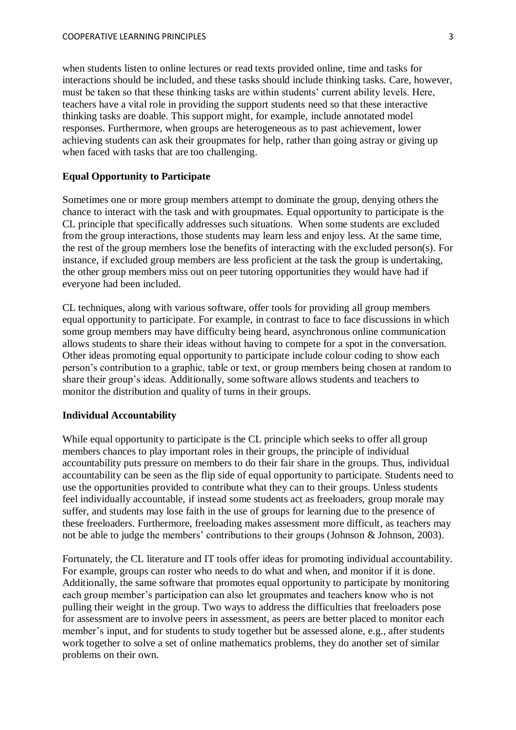when students listen to online lectures or read texts provided online, time and tasks for interactions should be included, and these tasks should include thinking tasks. Care, however, must be taken so that these thinking tasks are within students' current ability levels. Here, teachers have a vital role in providing the support students need so that these interactive thinking tasks are doable. This support might, for example, include annotated model responses. Furthermore, when groups are heterogeneous as to past achievement, lower achieving students can ask their groupmates for help, rather than going astray or giving up when faced with tasks that are too challenging.

**Equal Opportunity to Participate**

Sometimes one or more group members attempt to dominate the group, denying others the chance to interact with the task and with groupmates. Equal opportunity to participate is the CL principle that specifically addresses such situations. When some students are excluded from the group interactions, those students may learn less and enjoy less. At the same time, the rest of the group members lose the benefits of interacting with the excluded person(s). For instance, if excluded group members are less proficient at the task the group is undertaking, the other group members miss out on peer tutoring opportunities they would have had if everyone had been included.

CL techniques, along with various software, offer tools for providing all group members equal opportunity to participate. For example, in contrast to face to face discussions in which some group members may have difficulty being heard, asynchronous online communication allows students to share their ideas without having to compete for a spot in the conversation. Other ideas promoting equal opportunity to participate include colour coding to show each person's contribution to a graphic, table or text, or group members being chosen at random to share their group's ideas. Additionally, some software allows students and teachers to monitor the distribution and quality of turns in their groups.

**Individual Accountability**

While equal opportunity to participate is the CL principle which seeks to offer all group members chances to play important roles in their groups, the principle of individual accountability puts pressure on members to do their fair share in the groups. Thus, individual accountability can be seen as the flip side of equal opportunity to participate. Students need to use the opportunities provided to contribute what they can to their groups. Unless students feel individually accountable, if instead some students act as freeloaders, group morale may suffer, and students may lose faith in the use of groups for learning due to the presence of these freeloaders. Furthermore, freeloading makes assessment more difficult, as teachers may not be able to judge the members' contributions to their groups (Johnson & Johnson, 2003).

Fortunately, the CL literature and IT tools offer ideas for promoting individual accountability. For example, groups can roster who needs to do what and when, and monitor if it is done. Additionally, the same software that promotes equal opportunity to participate by monitoring each group member's participation can also let groupmates and teachers know who is not pulling their weight in the group. Two ways to address the difficulties that freeloaders pose for assessment are to involve peers in assessment, as peers are better placed to monitor each member's input, and for students to study together but be assessed alone, e.g., after students work together to solve a set of online mathematics problems, they do another set of similar problems on their own.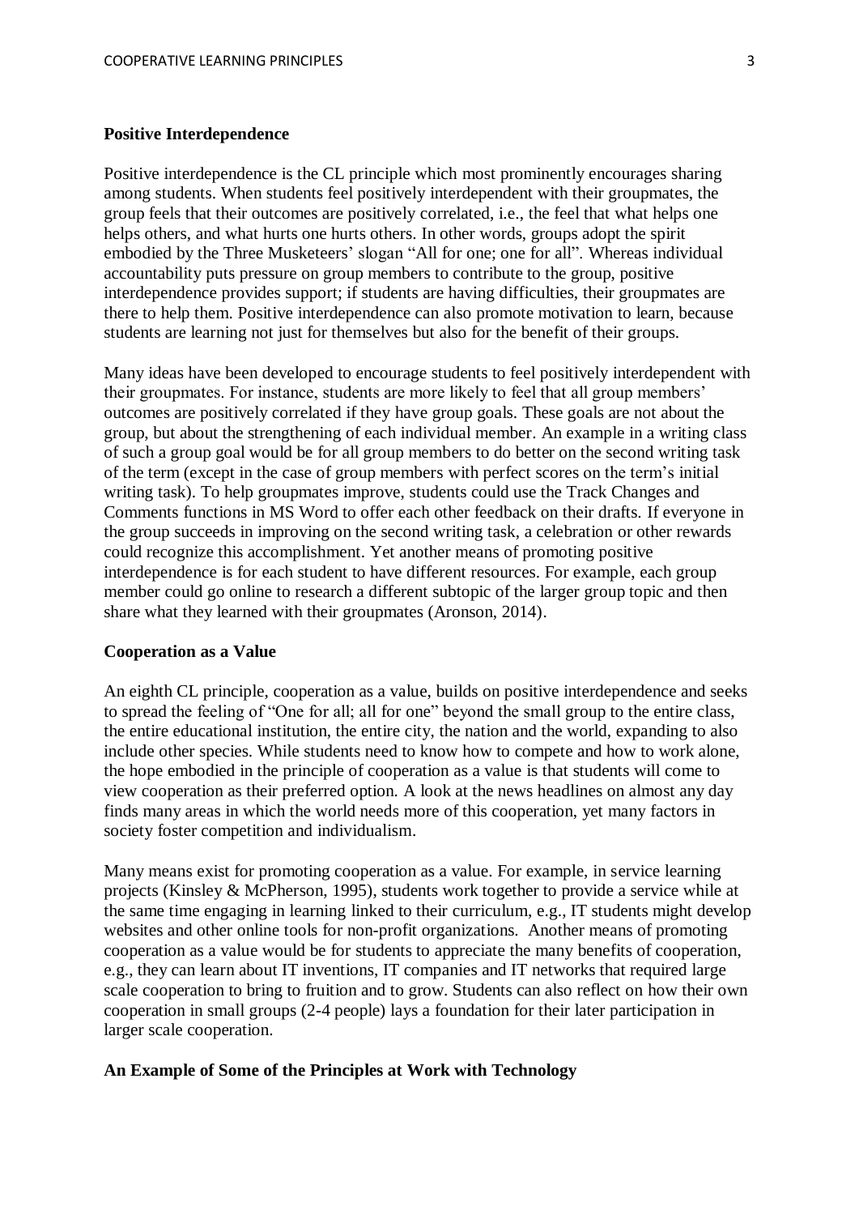**Positive Interdependence**

Positive interdependence is the CL principle which most prominently encourages sharing among students. When students feel positively interdependent with their groupmates, the group feels that their outcomes are positively correlated, i.e., the feel that what helps one helps others, and what hurts one hurts others. In other words, groups adopt the spirit embodied by the Three Musketeers' slogan "All for one; one for all". Whereas individual accountability puts pressure on group members to contribute to the group, positive interdependence provides support; if students are having difficulties, their groupmates are there to help them. Positive interdependence can also promote motivation to learn, because students are learning not just for themselves but also for the benefit of their groups.

Many ideas have been developed to encourage students to feel positively interdependent with their groupmates. For instance, students are more likely to feel that all group members' outcomes are positively correlated if they have group goals. These goals are not about the group, but about the strengthening of each individual member. An example in a writing class of such a group goal would be for all group members to do better on the second writing task of the term (except in the case of group members with perfect scores on the term's initial writing task). To help groupmates improve, students could use the Track Changes and Comments functions in MS Word to offer each other feedback on their drafts. If everyone in the group succeeds in improving on the second writing task, a celebration or other rewards could recognize this accomplishment. Yet another means of promoting positive interdependence is for each student to have different resources. For example, each group member could go online to research a different subtopic of the larger group topic and then share what they learned with their groupmates (Aronson, 2014).

**Cooperation as a Value**

An eighth CL principle, cooperation as a value, builds on positive interdependence and seeks to spread the feeling of "One for all; all for one" beyond the small group to the entire class, the entire educational institution, the entire city, the nation and the world, expanding to also include other species. While students need to know how to compete and how to work alone, the hope embodied in the principle of cooperation as a value is that students will come to view cooperation as their preferred option. A look at the news headlines on almost any day finds many areas in which the world needs more of this cooperation, yet many factors in society foster competition and individualism.

Many means exist for promoting cooperation as a value. For example, in service learning projects (Kinsley & McPherson, 1995), students work together to provide a service while at the same time engaging in learning linked to their curriculum, e.g., IT students might develop websites and other online tools for non-profit organizations. Another means of promoting cooperation as a value would be for students to appreciate the many benefits of cooperation, e.g., they can learn about IT inventions, IT companies and IT networks that required large scale cooperation to bring to fruition and to grow. Students can also reflect on how their own cooperation in small groups (2-4 people) lays a foundation for their later participation in larger scale cooperation.

**An Example of Some of the Principles at Work with Technology**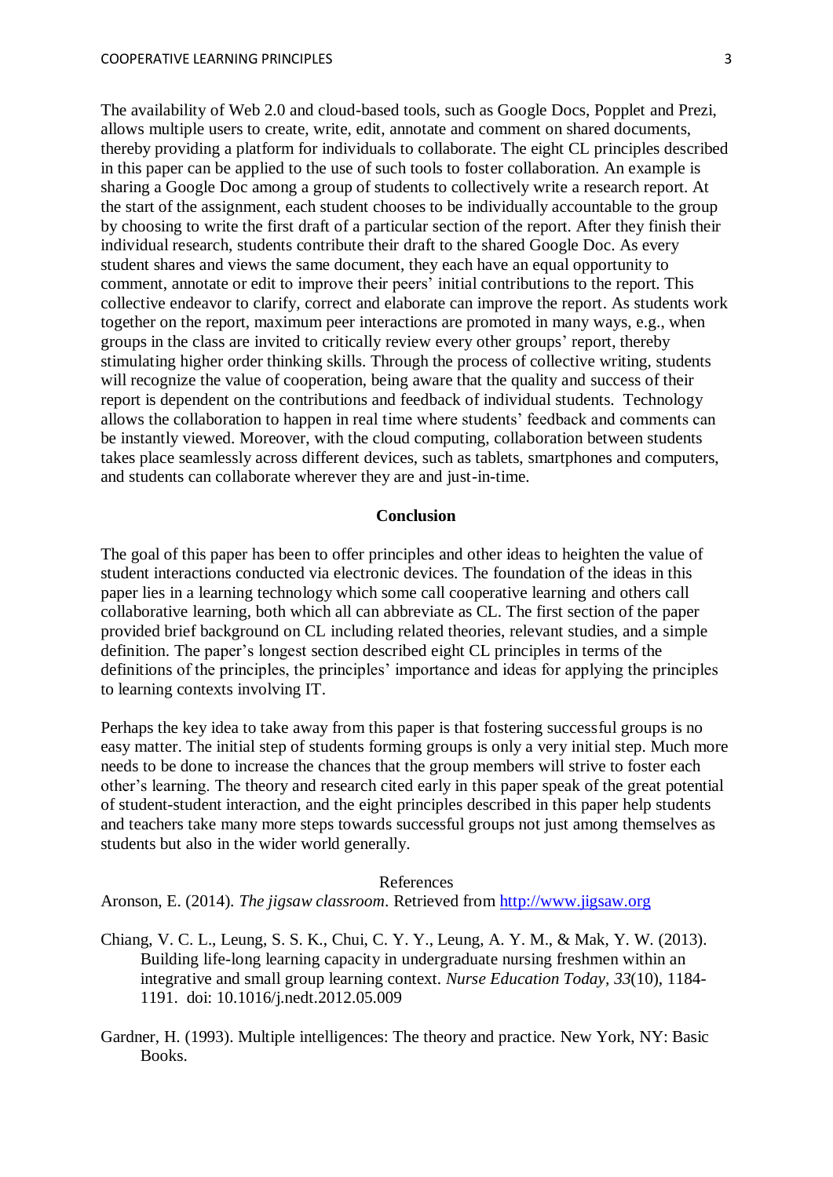The availability of Web 2.0 and cloud-based tools, such as Google Docs, Popplet and Prezi, allows multiple users to create, write, edit, annotate and comment on shared documents, thereby providing a platform for individuals to collaborate. The eight CL principles described in this paper can be applied to the use of such tools to foster collaboration. An example is sharing a Google Doc among a group of students to collectively write a research report. At the start of the assignment, each student chooses to be individually accountable to the group by choosing to write the first draft of a particular section of the report. After they finish their individual research, students contribute their draft to the shared Google Doc. As every student shares and views the same document, they each have an equal opportunity to comment, annotate or edit to improve their peers' initial contributions to the report. This collective endeavor to clarify, correct and elaborate can improve the report. As students work together on the report, maximum peer interactions are promoted in many ways, e.g., when groups in the class are invited to critically review every other groups' report, thereby stimulating higher order thinking skills. Through the process of collective writing, students will recognize the value of cooperation, being aware that the quality and success of their report is dependent on the contributions and feedback of individual students. Technology allows the collaboration to happen in real time where students' feedback and comments can be instantly viewed. Moreover, with the cloud computing, collaboration between students takes place seamlessly across different devices, such as tablets, smartphones and computers, and students can collaborate wherever they are and just-in-time.

## Conclusion

The goal of this paper has been to offer principles and other ideas to heighten the value of student interactions conducted via electronic devices. The foundation of the ideas in this paper lies in a learning technology which some call cooperative learning and others call collaborative learning, both which all can abbreviate as CL. The first section of the paper provided brief background on CL including related theories, relevant studies, and a simple definition. The paper's longest section described eight CL principles in terms of the definitions of the principles, the principles' importance and ideas for applying the principles to learning contexts involving IT.

Perhaps the key idea to take away from this paper is that fostering successful groups is no easy matter. The initial step of students forming groups is only a very initial step. Much more needs to be done to increase the chances that the group members will strive to foster each other's learning. The theory and research cited early in this paper speak of the great potential of student-student interaction, and the eight principles described in this paper help students and teachers take many more steps towards successful groups not just among themselves as students but also in the wider world generally.

## References

Aronson, E. (2014). *The jigsaw classroom*. Retrieved from http://www.jigsaw.org

Chiang, V. C. L., Leung, S. S. K., Chui, C. Y. Y., Leung, A. Y. M., & Mak, Y. W. (2013). Building life-long learning capacity in undergraduate nursing freshmen within an integrative and small group learning context. *Nurse Education Today, 33*(10), 1184-1191. doi: 10.1016/j.nedt.2012.05.009

Gardner, H. (1993). Multiple intelligences: The theory and practice. New York, NY: Basic Books.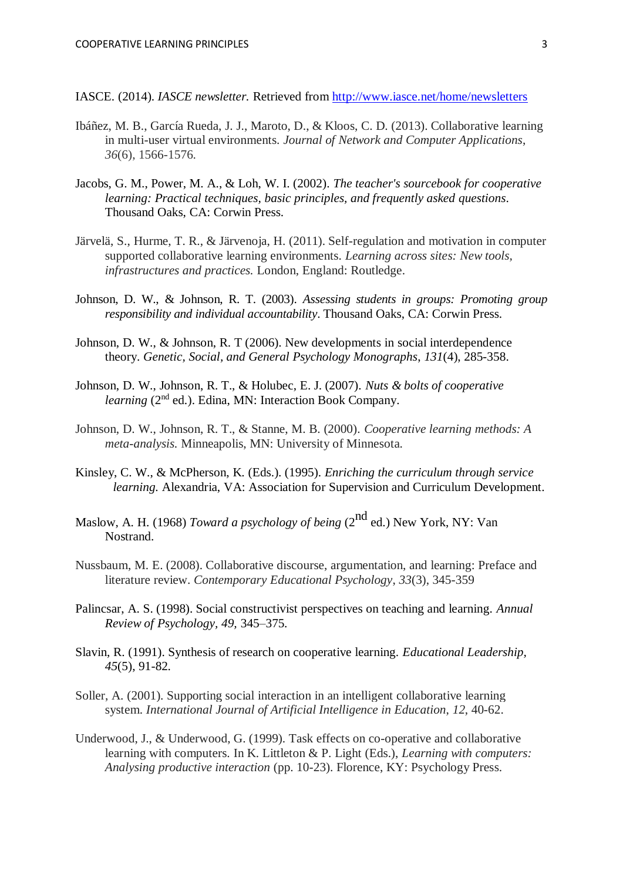IASCE. (2014). *IASCE newsletter.* Retrieved from http://www.iasce.net/home/newsletters

Ibáñez, M. B., García Rueda, J. J., Maroto, D., & Kloos, C. D. (2013). Collaborative learning in multi-user virtual environments. *Journal of Network and Computer Applications*, *36*(6), 1566-1576.

Jacobs, G. M., Power, M. A., & Loh, W. I. (2002). *The teacher's sourcebook for cooperative learning: Practical techniques, basic principles, and frequently asked questions*. Thousand Oaks, CA: Corwin Press.

Järvelä, S., Hurme, T. R., & Järvenoja, H. (2011). Self-regulation and motivation in computer supported collaborative learning environments. *Learning across sites: New tools, infrastructures and practices.* London, England: Routledge.

Johnson, D. W., & Johnson, R. T. (2003). *Assessing students in groups: Promoting group responsibility and individual accountability*. Thousand Oaks, CA: Corwin Press.

Johnson, D. W., & Johnson, R. T (2006). New developments in social interdependence theory. *Genetic, Social, and General Psychology Monographs*, *131*(4), 285-358.

Johnson, D. W., Johnson, R. T., & Holubec, E. J. (2007). *Nuts & bolts of cooperative learning* (2nd ed.). Edina, MN: Interaction Book Company.

Johnson, D. W., Johnson, R. T., & Stanne, M. B. (2000). *Cooperative learning methods: A meta-analysis.* Minneapolis, MN: University of Minnesota.

Kinsley, C. W., & McPherson, K. (Eds.). (1995). *Enriching the curriculum through service learning.* Alexandria, VA: Association for Supervision and Curriculum Development.

Maslow, A. H. (1968) *Toward a psychology of being* (2nd ed.) New York, NY: Van Nostrand.

Nussbaum, M. E. (2008). Collaborative discourse, argumentation, and learning: Preface and literature review. *Contemporary Educational Psychology*, *33*(3), 345-359

Palincsar, A. S. (1998). Social constructivist perspectives on teaching and learning. *Annual Review of Psychology, 49,* 345–375.

Slavin, R. (1991). Synthesis of research on cooperative learning. *Educational Leadership*, *45*(5), 91-82.

Soller, A. (2001). Supporting social interaction in an intelligent collaborative learning system. *International Journal of Artificial Intelligence in Education*, *12*, 40-62.

Underwood, J., & Underwood, G. (1999). Task effects on co-operative and collaborative learning with computers. In K. Littleton & P. Light (Eds.), *Learning with computers: Analysing productive interaction* (pp. 10-23). Florence, KY: Psychology Press.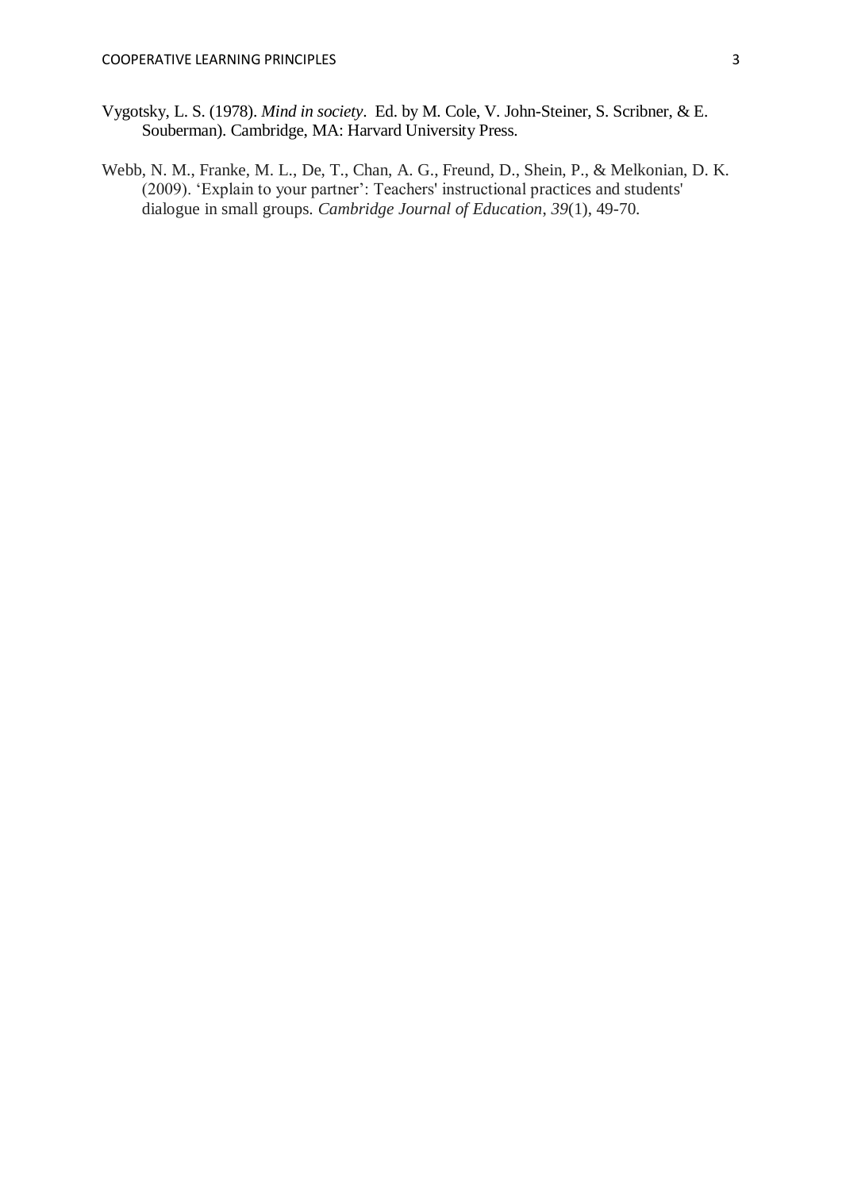Vygotsky, L. S. (1978). *Mind in society*. Ed. by M. Cole, V. John-Steiner, S. Scribner, & E. Souberman). Cambridge, MA: Harvard University Press.

Webb, N. M., Franke, M. L., De, T., Chan, A. G., Freund, D., Shein, P., & Melkonian, D. K. (2009). 'Explain to your partner': Teachers' instructional practices and students' dialogue in small groups. *Cambridge Journal of Education*, *39*(1), 49-70.